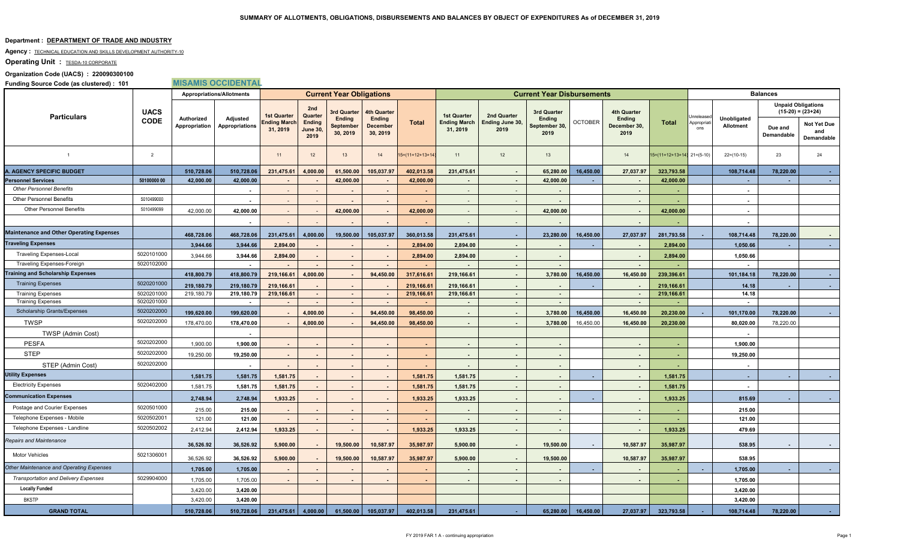# SUMMARY OF ALLOTMENTS, OBLIGATIONS, DISBURSEMENTS AND BALANCES BY OBJECT OF EXPENDITURES As of DECEMBER 31, 2019

**Department : DEPARTMENT OF TRADE AND INDUSTRY**

**Agency :** TECHNICAL EDUCATION AND SKILLS DEVELOPMENT AUTHORITY-10

**Operating Unit :** TESDA-10 CORPORATE

**Organization Code (UACS) : 220090300100**

**Funding Source Code (as clustered) : 101** **MISAMIS OCCIDENTAL**

| Particulars | UACS CODE | Appropriations/Allotments | | Current Year Obligations | | | | | Current Year Disbursements | | | | | | Balances | | | |
|---|---|---|---|---|---|---|---|---|---|---|---|---|---|---|---|---|---|---|
| | | Authorized Appropriation | Adjusted Appropriations | 1st Quarter Ending March 31, 2019 | 2nd Quarter Ending June 30, 2019 | 3rd Quarter Ending September 30, 2019 | 4th Quarter Ending December 30, 2019 | Total | 1st Quarter Ending March 31, 2019 | 2nd Quarter Ending June 30, 2019 | 3rd Quarter Ending September 30, 2019 | OCTOBER | 4th Quarter Ending December 30, 2019 | Total | Unreleased Appropriations | Unobligated Allotment | Unpaid Obligations (15-20) = (23+24) Due and Demandable | Unpaid Obligations (15-20) = (23+24) Not Yet Due and Demandable |
| 1 | 2 | | | 11 | 12 | 13 | 14 | 15=(11+12+13+14) | 11 | 12 | 13 | | 14 | 15=(11+12+13+14) | 21=(5-10) | 22=(10-15) | 23 | 24 |
| **A. AGENCY SPECIFIC BUDGET** | | **510,728.06** | **510,728.06** | **231,475.61** | **4,000.00** | **61,500.00** | **105,037.97** | **402,013.58** | **231,475.61** | **-** | **65,280.00** | **16,450.00** | **27,037.97** | **323,793.58** | | **108,714.48** | **78,220.00** | **-** |
| **Personnel Services** | 50100000 00 | **42,000.00** | **42,000.00** | - | - | **42,000.00** | - | **42,000.00** | - | - | **42,000.00** | - | - | **42,000.00** | | - | - | - |
| *Other Personnel Benefits* | | | - | - | - | - | - | - | - | - | - | | - | - | | - | | |
| Other Personnel Benefits | 5010499000 | | - | - | - | - | - | - | - | - | - | | - | - | | - | | |
| Other Personnel Benefits | 5010499099 | 42,000.00 | 42,000.00 | - | - | 42,000.00 | - | 42,000.00 | - | - | 42,000.00 | | - | 42,000.00 | | - | | |
| | | | - | - | - | - | - | - | - | - | - | | - | - | | - | | |
| **Maintenance and Other Operating Expenses** | | **468,728.06** | **468,728.06** | **231,475.61** | **4,000.00** | **19,500.00** | **105,037.97** | **360,013.58** | **231,475.61** | **-** | **23,280.00** | **16,450.00** | **27,037.97** | **281,793.58** | - | **108,714.48** | **78,220.00** | - |
| **Traveling Expenses** | | **3,944.66** | **3,944.66** | **2,894.00** | - | - | - | **2,894.00** | **2,894.00** | - | - | - | - | **2,894.00** | | **1,050.66** | - | - |
| Traveling Expenses-Local | 5020101000 | 3,944.66 | 3,944.66 | 2,894.00 | - | - | - | 2,894.00 | 2,894.00 | - | - | | - | 2,894.00 | | 1,050.66 | | |
| Traveling Expenses-Foreign | 5020102000 | | - | - | - | - | - | - | - | - | - | | - | - | | - | | |
| **Training and Scholarship Expenses** | | **418,800.79** | **418,800.79** | **219,166.61** | **4,000.00** | - | **94,450.00** | **317,616.61** | **219,166.61** | - | **3,780.00** | **16,450.00** | **16,450.00** | **239,396.61** | | **101,184.18** | **78,220.00** | - |
| Training Expenses | 5020201000 | **219,180.79** | **219,180.79** | **219,166.61** | - | - | - | **219,166.61** | **219,166.61** | - | - | - | - | **219,166.61** | | **14.18** | - | - |
| Training Expenses | 5020201000 | 219,180.79 | 219,180.79 | 219,166.61 | - | - | - | 219,166.61 | 219,166.61 | - | - | | - | 219,166.61 | | 14.18 | | |
| Training Expenses | 5020201000 | | - | - | - | - | - | - | - | - | - | | - | - | | - | | |
| Scholarship Grants/Expenses | 5020202000 | **199,620.00** | **199,620.00** | - | **4,000.00** | - | **94,450.00** | **98,450.00** | - | - | **3,780.00** | **16,450.00** | **16,450.00** | **20,230.00** | - | **101,170.00** | **78,220.00** | - |
| TWSP | 5020202000 | 178,470.00 | 178,470.00 | - | 4,000.00 | - | 94,450.00 | 98,450.00 | - | - | 3,780.00 | 16,450.00 | 16,450.00 | 20,230.00 | | 80,020.00 | 78,220.00 | |
| TWSP (Admin Cost) | | | - | | | | | | | | | | | | | - | | |
| PESFA | 5020202000 | 1,900.00 | 1,900.00 | - | - | - | - | - | - | - | - | | - | - | | 1,900.00 | | |
| STEP | 5020202000 | 19,250.00 | 19,250.00 | - | - | - | - | - | - | - | - | | - | - | | 19,250.00 | | |
| STEP (Admin Cost) | 5020202000 | | - | - | - | - | - | - | - | - | - | | - | - | | - | | |
| **Utility Expenses** | | **1,581.75** | **1,581.75** | **1,581.75** | - | - | - | **1,581.75** | **1,581.75** | - | - | - | - | **1,581.75** | | - | - | - |
| Electricity Expenses | 5020402000 | 1,581.75 | 1,581.75 | 1,581.75 | - | - | - | 1,581.75 | 1,581.75 | - | - | | - | 1,581.75 | | - | | |
| **Communication Expenses** | | **2,748.94** | **2,748.94** | **1,933.25** | - | - | - | **1,933.25** | **1,933.25** | - | - | - | - | **1,933.25** | | **815.69** | - | - |
| Postage and Courier Expenses | 5020501000 | 215.00 | 215.00 | - | - | - | - | - | - | - | - | | - | - | | 215.00 | | |
| Telephone Expenses - Mobile | 5020502001 | 121.00 | 121.00 | - | - | - | - | - | - | - | - | | - | - | | 121.00 | | |
| Telephone Expenses - Landline | 5020502002 | 2,412.94 | 2,412.94 | 1,933.25 | - | - | - | 1,933.25 | 1,933.25 | - | - | | - | 1,933.25 | | 479.69 | | |
| *Repairs and Maintenance* | | **36,526.92** | **36,526.92** | **5,900.00** | - | **19,500.00** | **10,587.97** | **35,987.97** | **5,900.00** | - | **19,500.00** | - | **10,587.97** | **35,987.97** | | **538.95** | - | - |
| Motor Vehicles | 5021306001 | 36,526.92 | 36,526.92 | 5,900.00 | - | 19,500.00 | 10,587.97 | 35,987.97 | 5,900.00 | - | 19,500.00 | | 10,587.97 | 35,987.97 | | 538.95 | | |
| *Other Maintenance and Operating Expenses* | | **1,705.00** | **1,705.00** | - | - | - | - | - | - | - | - | - | - | - | - | **1,705.00** | - | - |
| *Transportation and Delivery Expenses* | 5029904000 | 1,705.00 | 1,705.00 | - | - | - | - | - | - | - | - | | - | - | | 1,705.00 | | |
| **Locally Funded** | | 3,420.00 | **3,420.00** | | | | | | | | | | | | | **3,420.00** | | |
| BKSTP | | 3,420.00 | **3,420.00** | | | | | | | | | | | | | **3,420.00** | | |
| **GRAND TOTAL** | | **510,728.06** | **510,728.06** | **231,475.61** | **4,000.00** | **61,500.00** | **105,037.97** | **402,013.58** | **231,475.61** | - | **65,280.00** | **16,450.00** | **27,037.97** | **323,793.58** | - | **108,714.48** | **78,220.00** | - |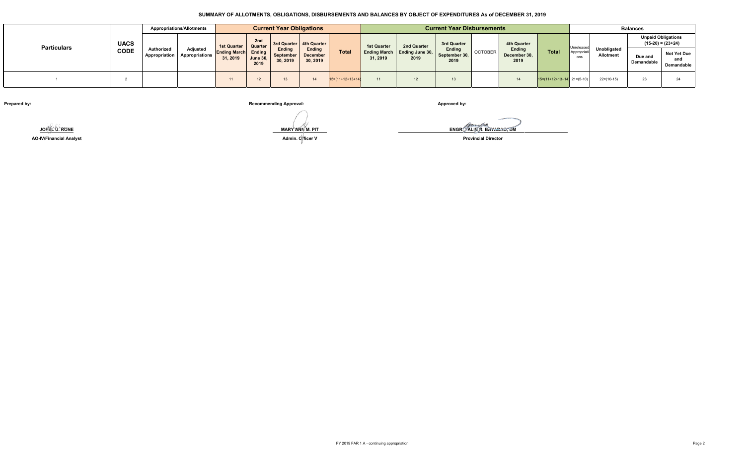# SUMMARY OF ALLOTMENTS, OBLIGATIONS, DISBURSEMENTS AND BALANCES BY OBJECT OF EXPENDITURES As of DECEMBER 31, 2019

| Particulars | UACS CODE | Appropriations/Allotments | | Current Year Obligations | | | | | Current Year Disbursements | | | | | | Balances | | | |
|---|---|---|---|---|---|---|---|---|---|---|---|---|---|---|---|---|---|---|
| | | Authorized Appropriation | Adjusted Appropriations | 1st Quarter Ending March 31, 2019 | 2nd Quarter Ending June 30, 2019 | 3rd Quarter Ending September 30, 2019 | 4th Quarter Ending December 30, 2019 | Total | 1st Quarter Ending March 31, 2019 | 2nd Quarter Ending June 30, 2019 | 3rd Quarter Ending September 30, 2019 | OCTOBER | 4th Quarter Ending December 30, 2019 | Total | Unreleased Appropriations | Unobligated Allotment | Unpaid Obligations (15-20) = (23+24) | |
| | | | | | | | | | | | | | | | | | Due and Demandable | Not Yet Due and Demandable |
| 1 | 2 | | | 11 | 12 | 13 | 14 | 15=(11+12+13+14) | 11 | 12 | 13 | | 14 | 15=(11+12+13+14) | 21=(5-10) | 22=(10-15) | 23 | 24 |

Prepared by:

**JOFEL U. RONE**
AO-IV/Financial Analyst

Recommending Approval:

**MARY ANN M. PIT**
Admin. Officer V

Approved by:

**ENGR. ALIG R. BAYABAO, UM**
Provincial Director

FY 2019 FAR 1 A - continuing appropriation